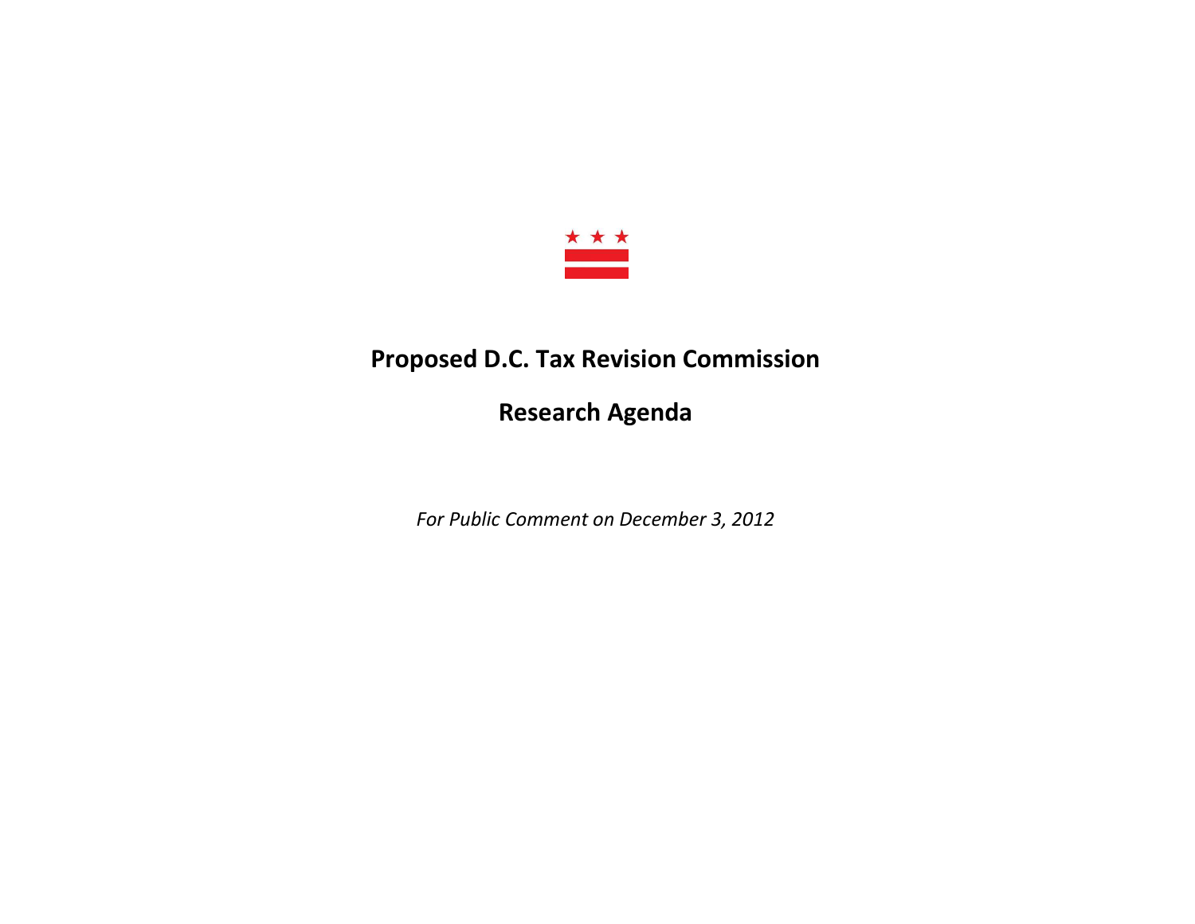# Proposed D.C. Tax Revision Commission

## Research Agenda

*For Public Comment on December 3, 2012*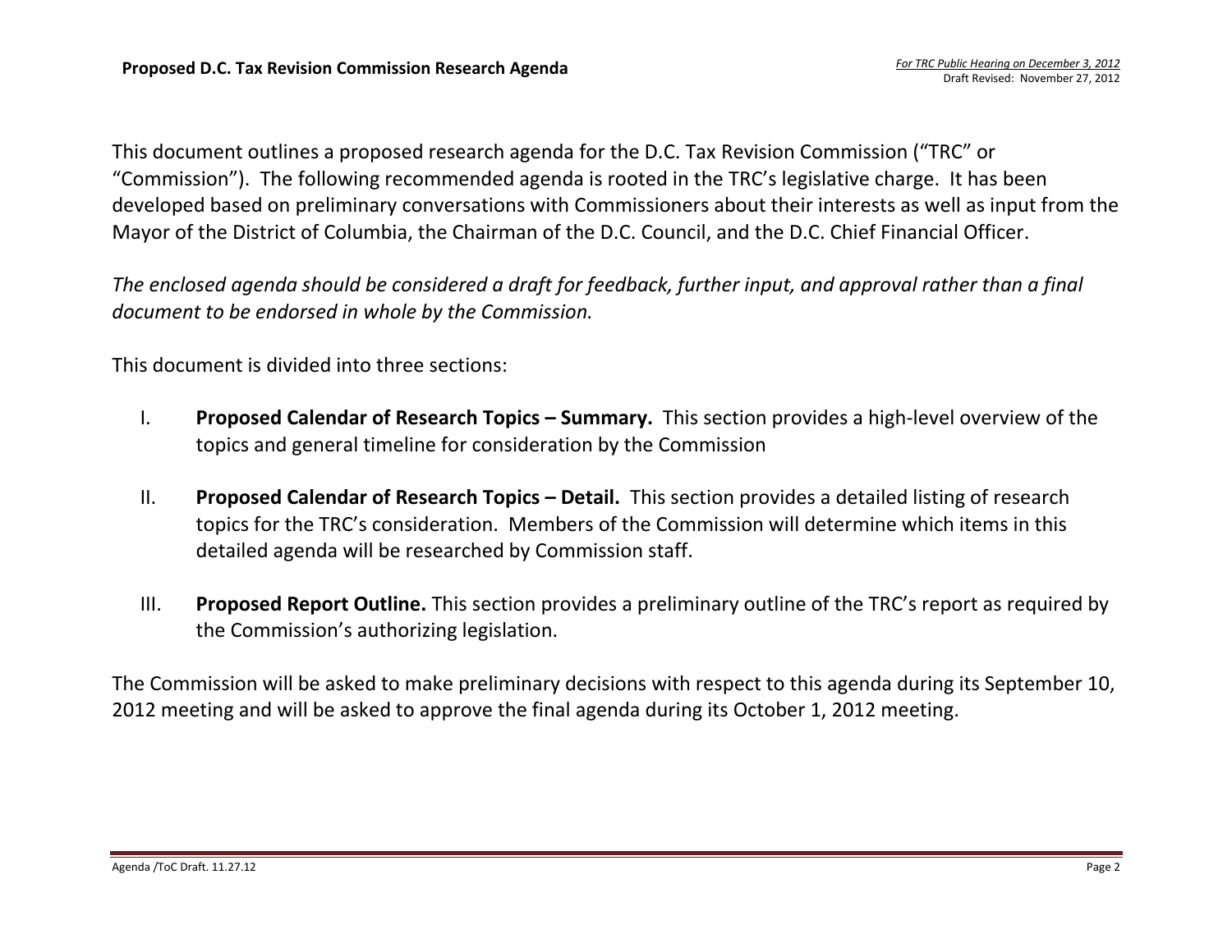This document outlines a proposed research agenda for the D.C. Tax Revision Commission ("TRC" or "Commission"). The following recommended agenda is rooted in the TRC's legislative charge. It has been developed based on preliminary conversations with Commissioners about their interests as well as input from the Mayor of the District of Columbia, the Chairman of the D.C. Council, and the D.C. Chief Financial Officer.

*The enclosed agenda should be considered a draft for feedback, further input, and approval rather than a final document to be endorsed in whole by the Commission.*

This document is divided into three sections:

I. **Proposed Calendar of Research Topics – Summary.** This section provides a high-level overview of the topics and general timeline for consideration by the Commission

II. **Proposed Calendar of Research Topics – Detail.** This section provides a detailed listing of research topics for the TRC's consideration. Members of the Commission will determine which items in this detailed agenda will be researched by Commission staff.

III. **Proposed Report Outline.** This section provides a preliminary outline of the TRC's report as required by the Commission's authorizing legislation.

The Commission will be asked to make preliminary decisions with respect to this agenda during its September 10, 2012 meeting and will be asked to approve the final agenda during its October 1, 2012 meeting.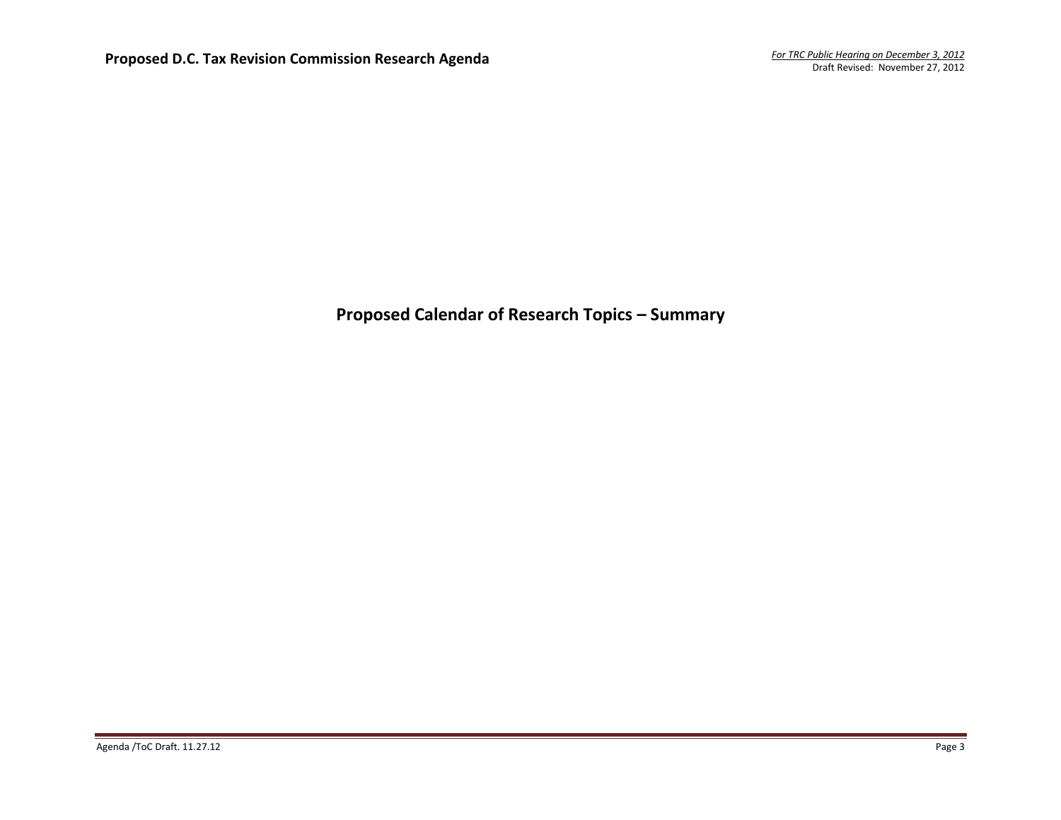# Proposed Calendar of Research Topics – Summary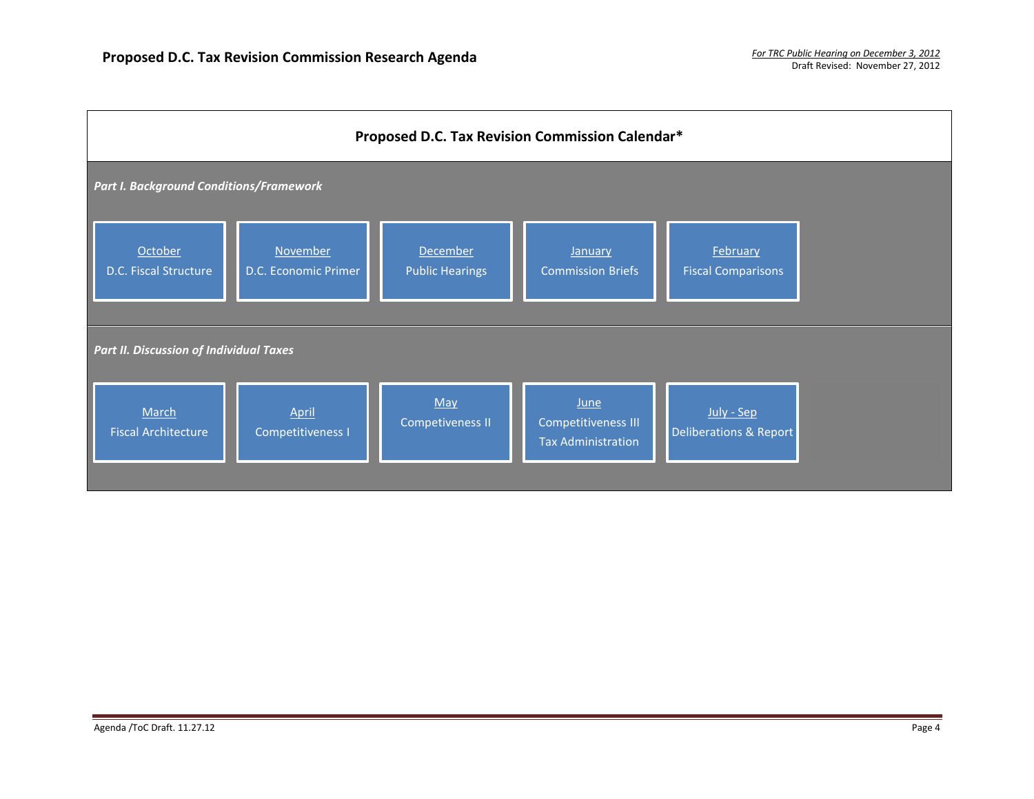# Proposed D.C. Tax Revision Commission Research Agenda

*For TRC Public Hearing on December 3, 2012*
Draft Revised: November 27, 2012

## Proposed D.C. Tax Revision Commission Calendar*

***Part I. Background Conditions/Framework***

| October | November | December | January | February |
|---|---|---|---|---|
| D.C. Fiscal Structure | D.C. Economic Primer | Public Hearings | Commission Briefs | Fiscal Comparisons |

***Part II. Discussion of Individual Taxes***

| March | April | May | June | July - Sep |
|---|---|---|---|---|
| Fiscal Architecture | Competiveness I | Competiveness II | Competitiveness III<br>Tax Administration | Deliberations & Report |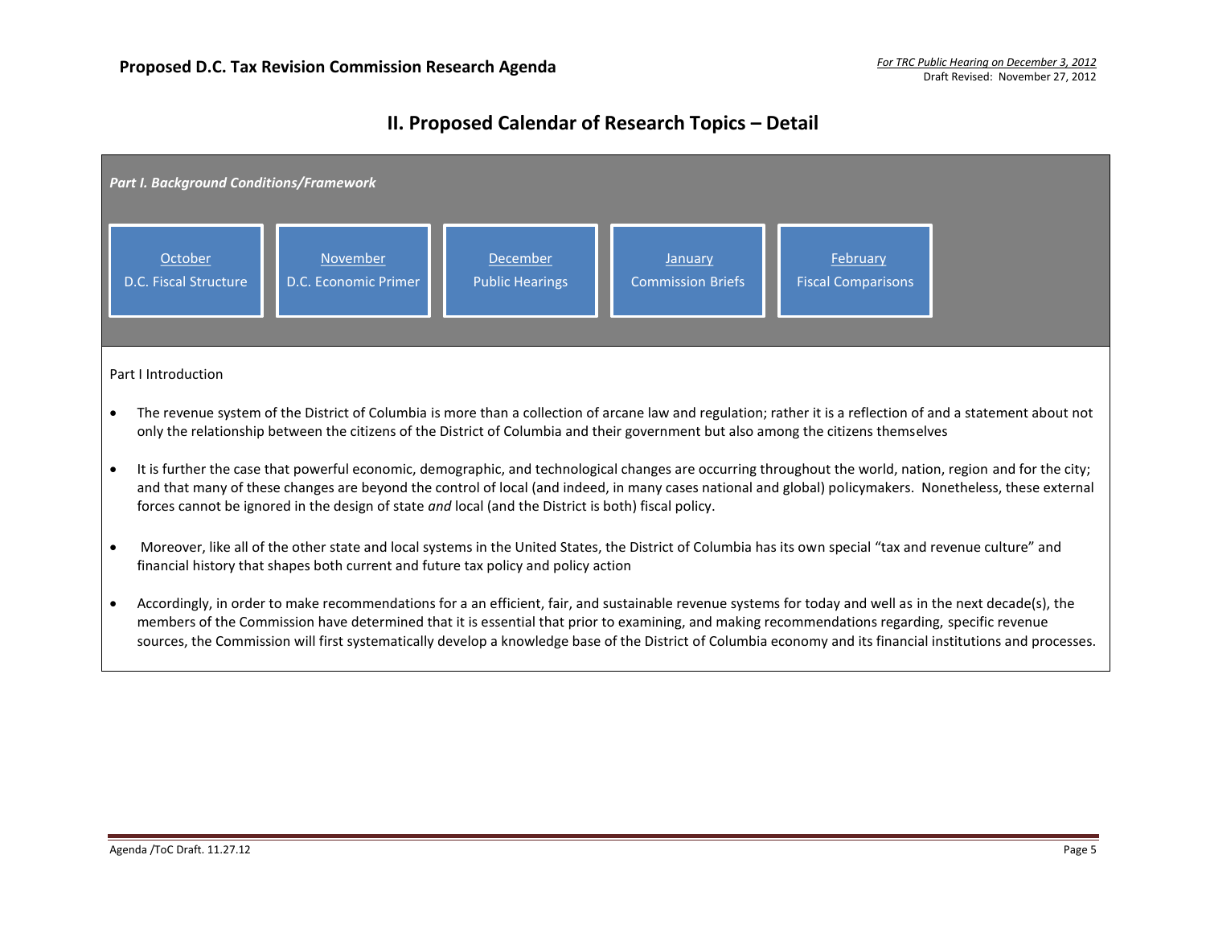## II. Proposed Calendar of Research Topics – Detail

***Part I. Background Conditions/Framework***

| October | November | December | January | February |
|---|---|---|---|---|
| D.C. Fiscal Structure | D.C. Economic Primer | Public Hearings | Commission Briefs | Fiscal Comparisons |

Part I Introduction

- The revenue system of the District of Columbia is more than a collection of arcane law and regulation; rather it is a reflection of and a statement about not only the relationship between the citizens of the District of Columbia and their government but also among the citizens themselves
- It is further the case that powerful economic, demographic, and technological changes are occurring throughout the world, nation, region and for the city; and that many of these changes are beyond the control of local (and indeed, in many cases national and global) policymakers. Nonetheless, these external forces cannot be ignored in the design of state *and* local (and the District is both) fiscal policy.
- Moreover, like all of the other state and local systems in the United States, the District of Columbia has its own special "tax and revenue culture" and financial history that shapes both current and future tax policy and policy action
- Accordingly, in order to make recommendations for a an efficient, fair, and sustainable revenue systems for today and well as in the next decade(s), the members of the Commission have determined that it is essential that prior to examining, and making recommendations regarding, specific revenue sources, the Commission will first systematically develop a knowledge base of the District of Columbia economy and its financial institutions and processes.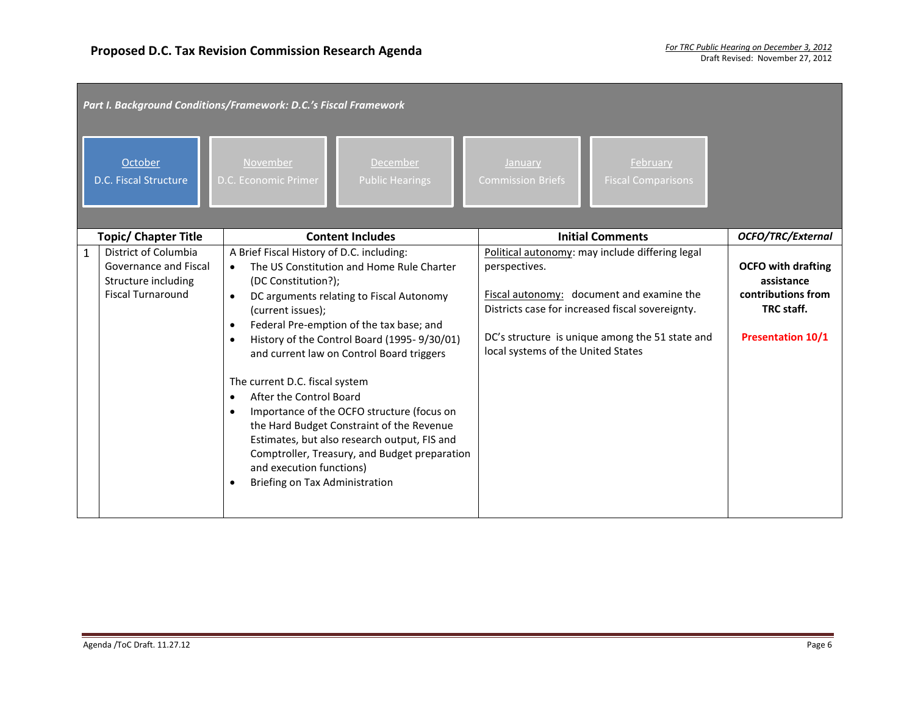# Proposed D.C. Tax Revision Commission Research Agenda

*For TRC Public Hearing on December 3, 2012*
Draft Revised: November 27, 2012

***Part I. Background Conditions/Framework: D.C.'s Fiscal Framework***

| October | November | December | January | February |
|---|---|---|---|---|
| D.C. Fiscal Structure | D.C. Economic Primer | Public Hearings | Commission Briefs | Fiscal Comparisons |

| | Topic/ Chapter Title | Content Includes | Initial Comments | *OCFO/TRC/External* |
|---|---|---|---|---|
| 1 | District of Columbia Governance and Fiscal Structure including Fiscal Turnaround | A Brief Fiscal History of D.C. including:<br>• The US Constitution and Home Rule Charter (DC Constitution?);<br>• DC arguments relating to Fiscal Autonomy (current issues);<br>• Federal Pre-emption of the tax base; and<br>• History of the Control Board (1995- 9/30/01) and current law on Control Board triggers<br><br>The current D.C. fiscal system<br>• After the Control Board<br>• Importance of the OCFO structure (focus on the Hard Budget Constraint of the Revenue Estimates, but also research output, FIS and Comptroller, Treasury, and Budget preparation and execution functions)<br>• Briefing on Tax Administration | Political autonomy: may include differing legal perspectives.<br><br>Fiscal autonomy: document and examine the Districts case for increased fiscal sovereignty.<br><br>DC's structure is unique among the 51 state and local systems of the United States | **OCFO with drafting assistance contributions from TRC staff.**<br><br>**Presentation 10/1** |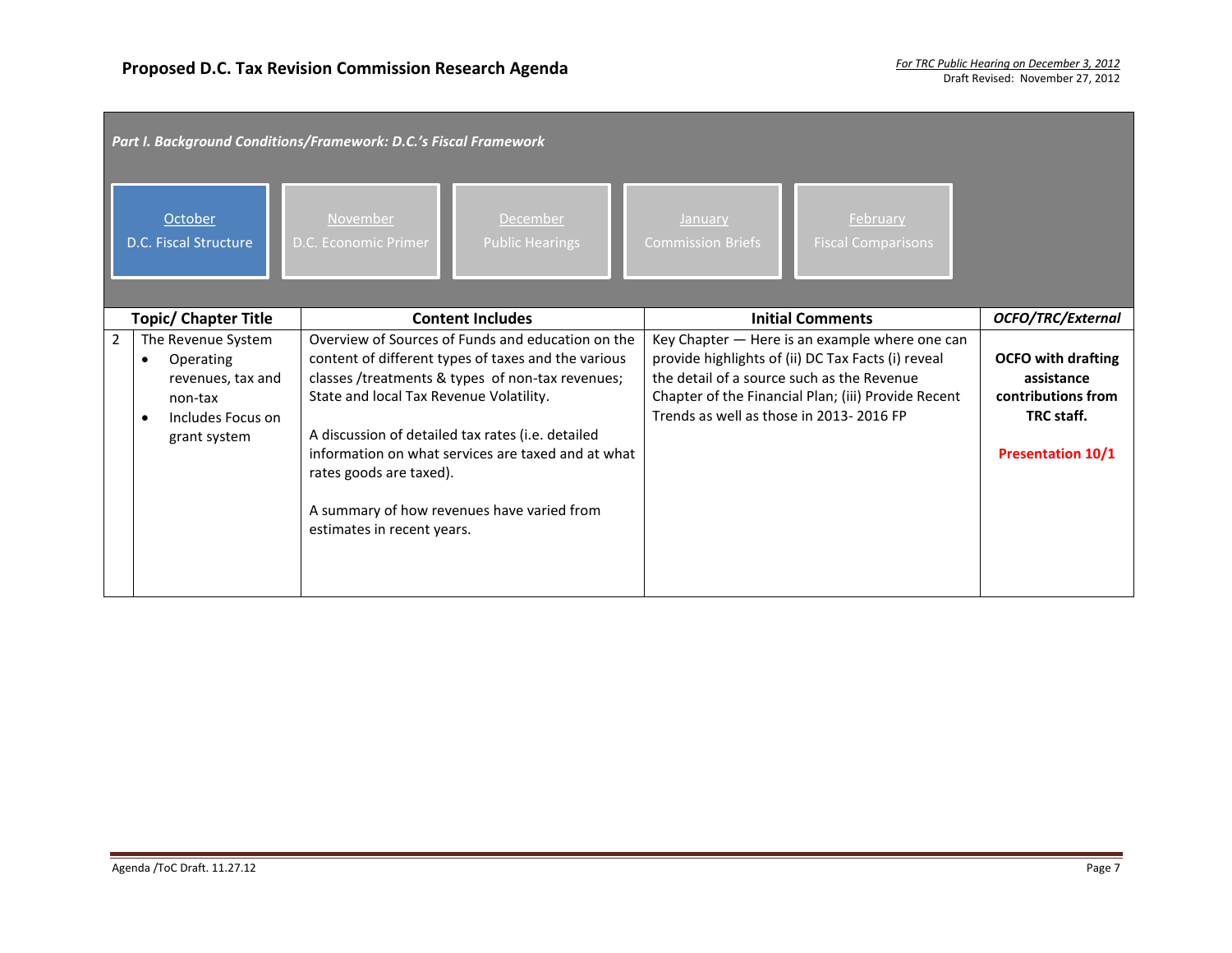## Proposed D.C. Tax Revision Commission Research Agenda

*For TRC Public Hearing on December 3, 2012*
Draft Revised: November 27, 2012

***Part I. Background Conditions/Framework: D.C.'s Fiscal Framework***

| October | November | December | January | February |
|---|---|---|---|---|
| D.C. Fiscal Structure | D.C. Economic Primer | Public Hearings | Commission Briefs | Fiscal Comparisons |

| | Topic/ Chapter Title | Content Includes | Initial Comments | *OCFO/TRC/External* |
|---|---|---|---|---|
| 2 | The Revenue System<br>• Operating revenues, tax and non-tax<br>• Includes Focus on grant system | Overview of Sources of Funds and education on the content of different types of taxes and the various classes /treatments & types of non-tax revenues; State and local Tax Revenue Volatility.<br><br>A discussion of detailed tax rates (i.e. detailed information on what services are taxed and at what rates goods are taxed).<br><br>A summary of how revenues have varied from estimates in recent years. | Key Chapter — Here is an example where one can provide highlights of (ii) DC Tax Facts (i) reveal the detail of a source such as the Revenue Chapter of the Financial Plan; (iii) Provide Recent Trends as well as those in 2013- 2016 FP | **OCFO with drafting assistance contributions from TRC staff.**<br><br>**Presentation 10/1** |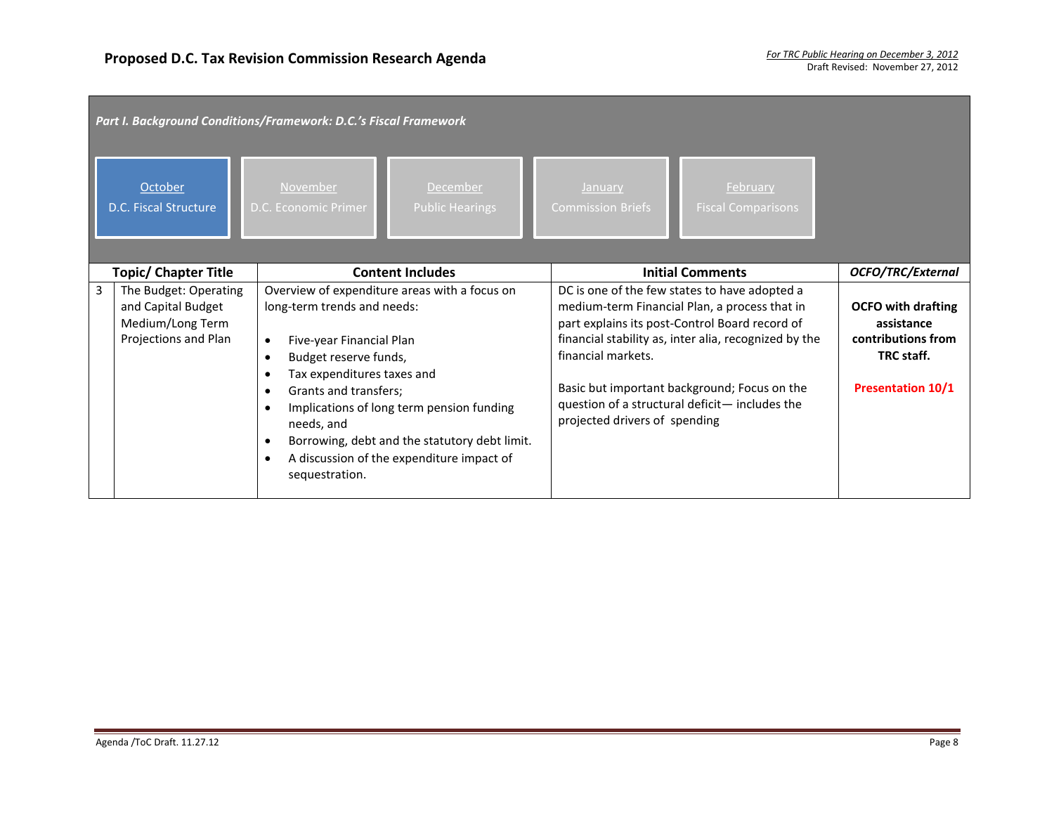## Proposed D.C. Tax Revision Commission Research Agenda

*For TRC Public Hearing on December 3, 2012*
Draft Revised: November 27, 2012

***Part I. Background Conditions/Framework: D.C.'s Fiscal Framework***

| October | November | December | January | February |
|---|---|---|---|---|
| D.C. Fiscal Structure | D.C. Economic Primer | Public Hearings | Commission Briefs | Fiscal Comparisons |

| | Topic/ Chapter Title | Content Includes | Initial Comments | *OCFO/TRC/External* |
|---|---|---|---|---|
| 3 | The Budget: Operating and Capital Budget Medium/Long Term Projections and Plan | Overview of expenditure areas with a focus on long-term trends and needs:<br>• Five-year Financial Plan<br>• Budget reserve funds,<br>• Tax expenditures taxes and<br>• Grants and transfers;<br>• Implications of long term pension funding needs, and<br>• Borrowing, debt and the statutory debt limit.<br>• A discussion of the expenditure impact of sequestration. | DC is one of the few states to have adopted a medium-term Financial Plan, a process that in part explains its post-Control Board record of financial stability as, inter alia, recognized by the financial markets.<br><br>Basic but important background; Focus on the question of a structural deficit— includes the projected drivers of spending | **OCFO with drafting assistance contributions from TRC staff.**<br><br>**Presentation 10/1** |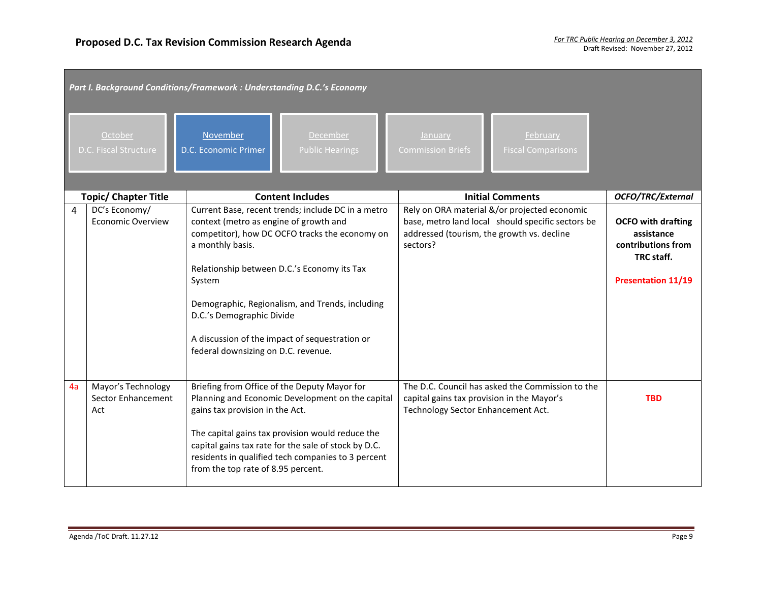# Proposed D.C. Tax Revision Commission Research Agenda

*For TRC Public Hearing on December 3, 2012*
Draft Revised: November 27, 2012

***Part I. Background Conditions/Framework : Understanding D.C.'s Economy***

| October | November | December | January | February |
|---|---|---|---|---|
| D.C. Fiscal Structure | D.C. Economic Primer | Public Hearings | Commission Briefs | Fiscal Comparisons |

| | Topic/ Chapter Title | Content Includes | Initial Comments | *OCFO/TRC/External* |
|---|---|---|---|---|
| 4 | DC's Economy/ Economic Overview | Current Base, recent trends; include DC in a metro context (metro as engine of growth and competitor), how DC OCFO tracks the economy on a monthly basis.<br><br>Relationship between D.C.'s Economy its Tax System<br><br>Demographic, Regionalism, and Trends, including D.C.'s Demographic Divide<br><br>A discussion of the impact of sequestration or federal downsizing on D.C. revenue. | Rely on ORA material &/or projected economic base, metro land local should specific sectors be addressed (tourism, the growth vs. decline sectors? | **OCFO with drafting assistance contributions from TRC staff.**<br><br>**Presentation 11/19** |
| 4a | Mayor's Technology Sector Enhancement Act | Briefing from Office of the Deputy Mayor for Planning and Economic Development on the capital gains tax provision in the Act.<br><br>The capital gains tax provision would reduce the capital gains tax rate for the sale of stock by D.C. residents in qualified tech companies to 3 percent from the top rate of 8.95 percent. | The D.C. Council has asked the Commission to the capital gains tax provision in the Mayor's Technology Sector Enhancement Act. | **TBD** |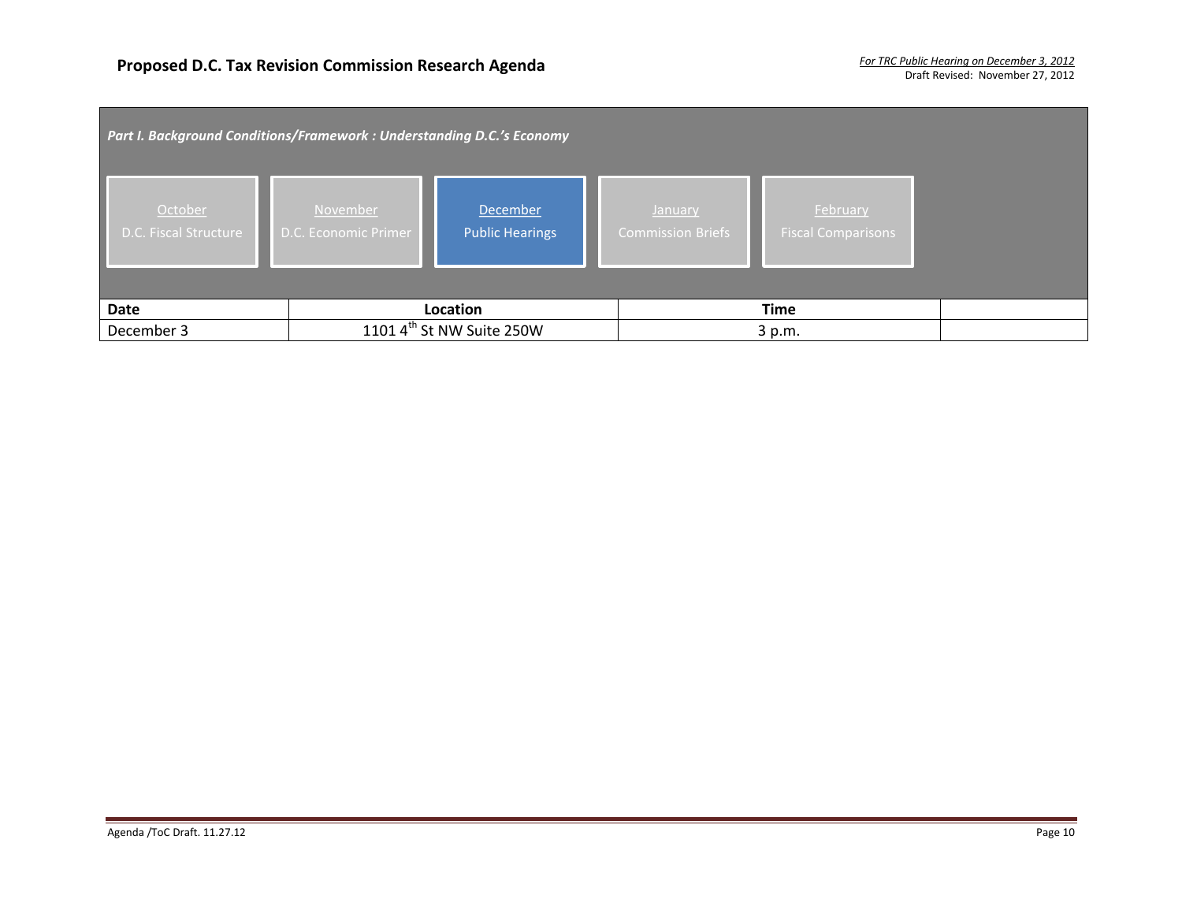**Proposed D.C. Tax Revision Commission Research Agenda**

*For TRC Public Hearing on December 3, 2012*
Draft Revised: November 27, 2012

***Part I. Background Conditions/Framework : Understanding D.C.'s Economy***

- October – D.C. Fiscal Structure
- November – D.C. Economic Primer
- December – Public Hearings
- January – Commission Briefs
- February – Fiscal Comparisons

| Date | Location | Time | |
|---|---|---|---|
| December 3 | 1101 4th St NW Suite 250W | 3 p.m. | |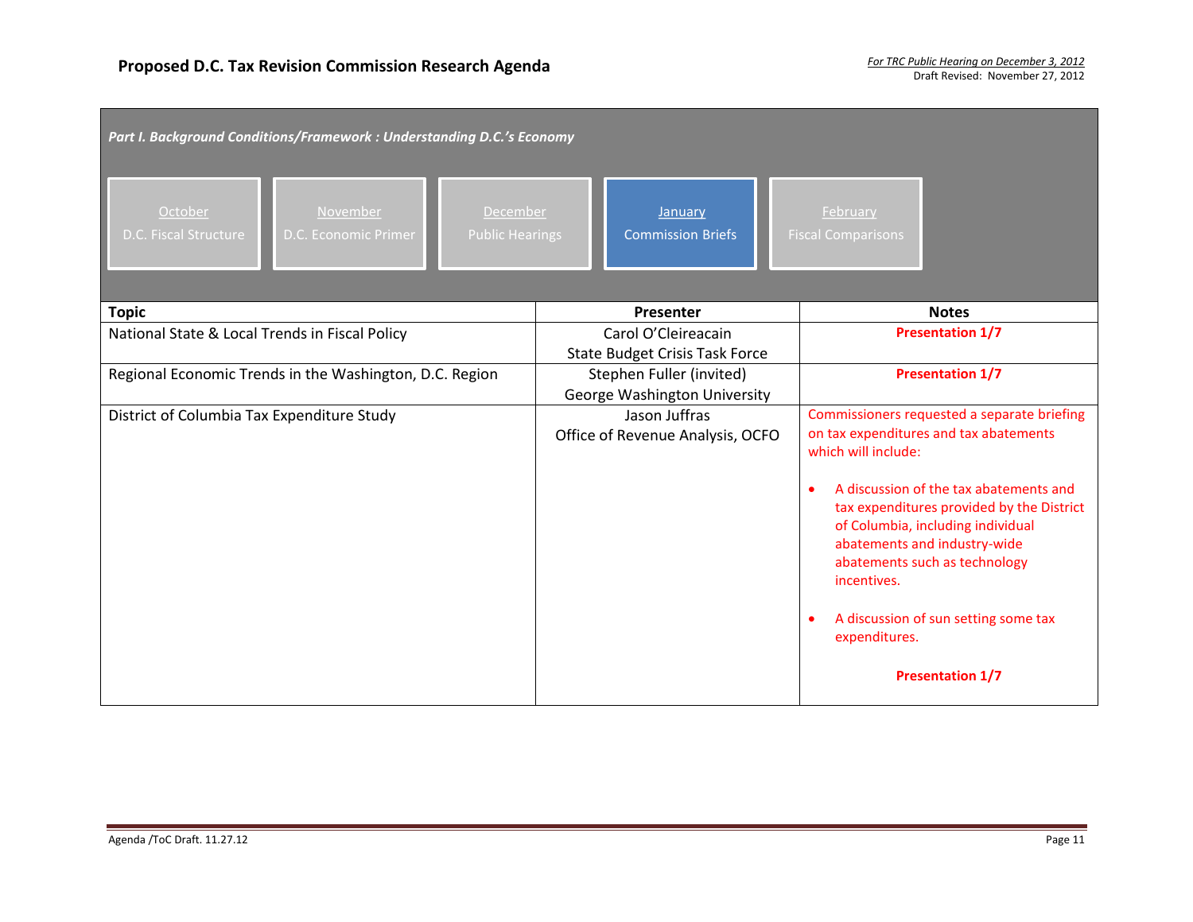# Proposed D.C. Tax Revision Commission Research Agenda

*For TRC Public Hearing on December 3, 2012*
Draft Revised: November 27, 2012

***Part I. Background Conditions/Framework : Understanding D.C.'s Economy***

| October | November | December | January | February |
|---|---|---|---|---|
| D.C. Fiscal Structure | D.C. Economic Primer | Public Hearings | Commission Briefs | Fiscal Comparisons |

| Topic | Presenter | Notes |
|---|---|---|
| National State & Local Trends in Fiscal Policy | Carol O'Cleireacain<br>State Budget Crisis Task Force | **Presentation 1/7** |
| Regional Economic Trends in the Washington, D.C. Region | Stephen Fuller (invited)<br>George Washington University | **Presentation 1/7** |
| District of Columbia Tax Expenditure Study | Jason Juffras<br>Office of Revenue Analysis, OCFO | Commissioners requested a separate briefing on tax expenditures and tax abatements which will include:<br><br>• A discussion of the tax abatements and tax expenditures provided by the District of Columbia, including individual abatements and industry-wide abatements such as technology incentives.<br><br>• A discussion of sun setting some tax expenditures.<br><br>**Presentation 1/7** |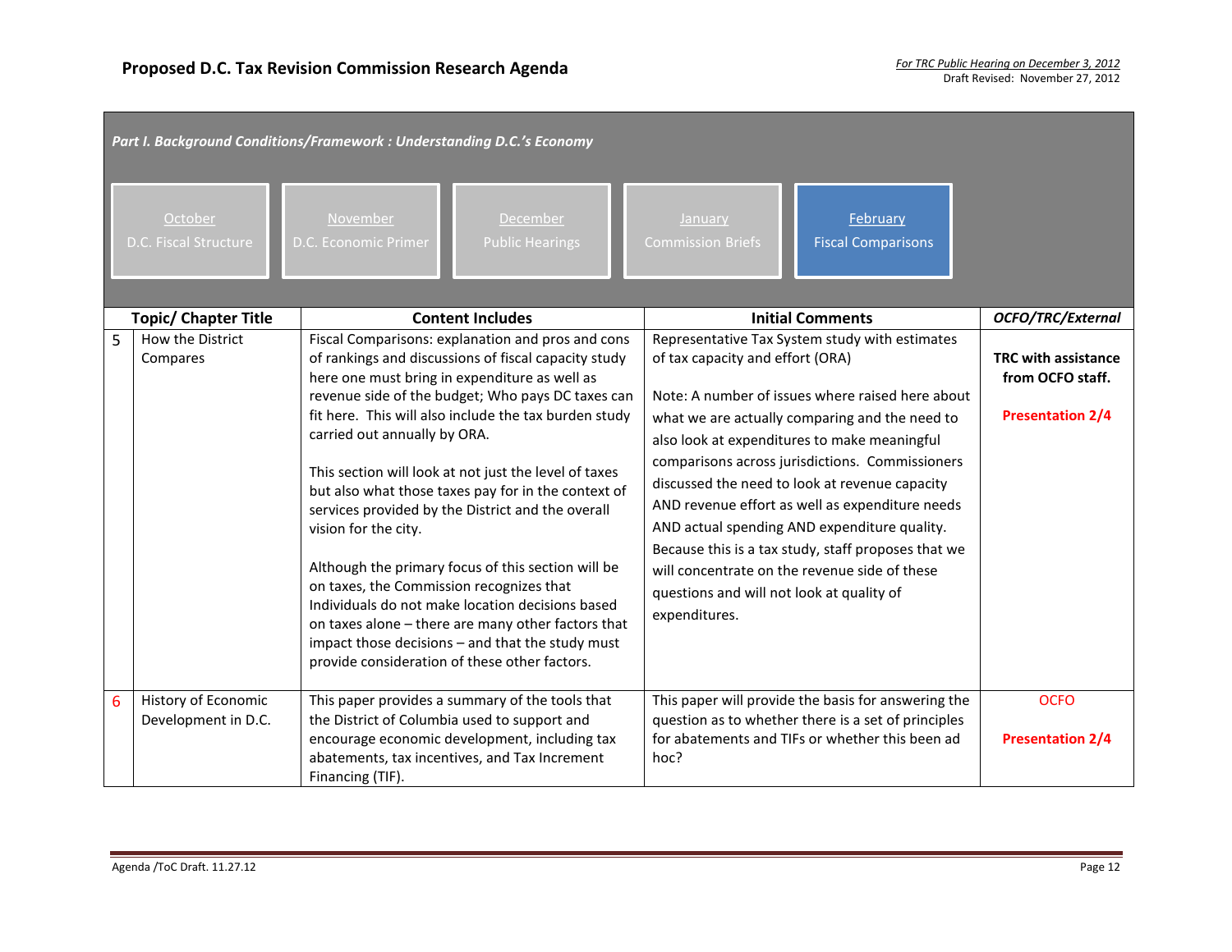# Proposed D.C. Tax Revision Commission Research Agenda

*For TRC Public Hearing on December 3, 2012*
Draft Revised: November 27, 2012

***Part I. Background Conditions/Framework : Understanding D.C.'s Economy***

| October | November | December | January | February |
|---|---|---|---|---|
| D.C. Fiscal Structure | D.C. Economic Primer | Public Hearings | Commission Briefs | Fiscal Comparisons |

| | Topic/ Chapter Title | Content Includes | Initial Comments | *OCFO/TRC/External* |
|---|---|---|---|---|
| 5 | How the District Compares | Fiscal Comparisons: explanation and pros and cons of rankings and discussions of fiscal capacity study here one must bring in expenditure as well as revenue side of the budget; Who pays DC taxes can fit here. This will also include the tax burden study carried out annually by ORA.<br><br>This section will look at not just the level of taxes but also what those taxes pay for in the context of services provided by the District and the overall vision for the city.<br><br>Although the primary focus of this section will be on taxes, the Commission recognizes that Individuals do not make location decisions based on taxes alone – there are many other factors that impact those decisions – and that the study must provide consideration of these other factors. | Representative Tax System study with estimates of tax capacity and effort (ORA)<br><br>Note: A number of issues where raised here about what we are actually comparing and the need to also look at expenditures to make meaningful comparisons across jurisdictions. Commissioners discussed the need to look at revenue capacity AND revenue effort as well as expenditure needs AND actual spending AND expenditure quality. Because this is a tax study, staff proposes that we will concentrate on the revenue side of these questions and will not look at quality of expenditures. | **TRC with assistance from OCFO staff.**<br><br>**Presentation 2/4** |
| 6 | History of Economic Development in D.C. | This paper provides a summary of the tools that the District of Columbia used to support and encourage economic development, including tax abatements, tax incentives, and Tax Increment Financing (TIF). | This paper will provide the basis for answering the question as to whether there is a set of principles for abatements and TIFs or whether this been ad hoc? | OCFO<br><br>**Presentation 2/4** |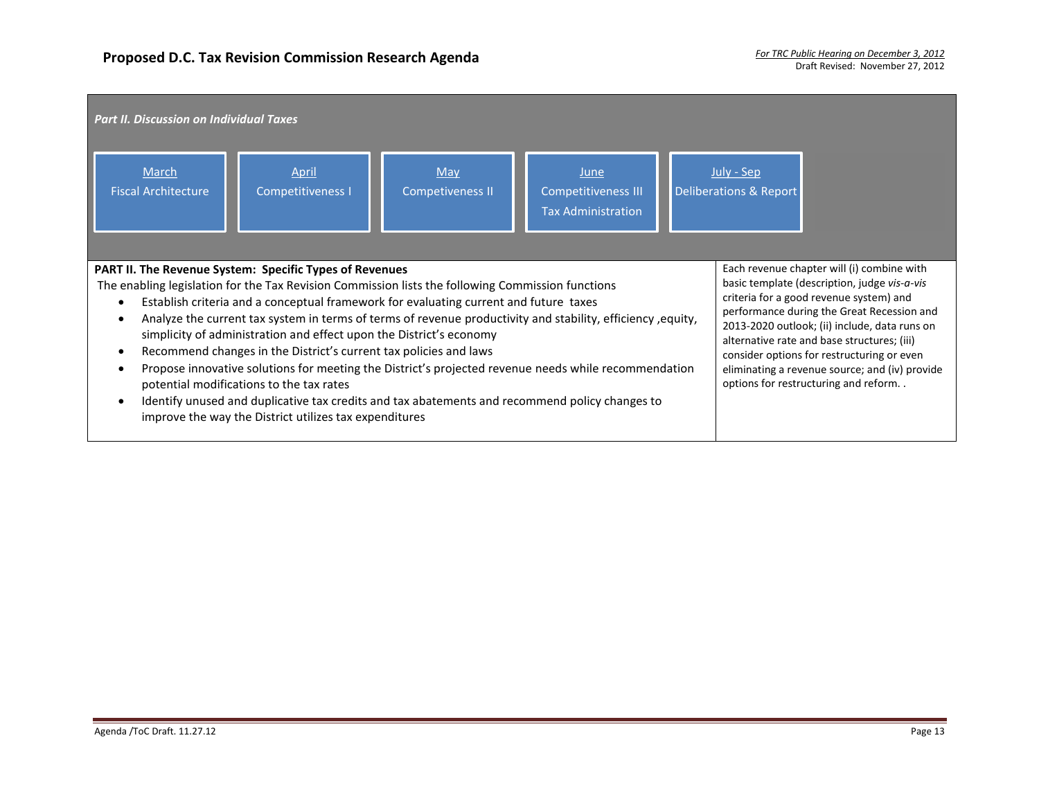*Part II. Discussion on Individual Taxes*

| March | April | May | June | July - Sep |
|---|---|---|---|---|
| Fiscal Architecture | Competitiveness I | Competiveness II | Competitiveness III<br>Tax Administration | Deliberations & Report |

| **PART II. The Revenue System: Specific Types of Revenues** | |
|---|---|
| The enabling legislation for the Tax Revision Commission lists the following Commission functions<br>• Establish criteria and a conceptual framework for evaluating current and future taxes<br>• Analyze the current tax system in terms of terms of revenue productivity and stability, efficiency ,equity, simplicity of administration and effect upon the District's economy<br>• Recommend changes in the District's current tax policies and laws<br>• Propose innovative solutions for meeting the District's projected revenue needs while recommendation potential modifications to the tax rates<br>• Identify unused and duplicative tax credits and tax abatements and recommend policy changes to improve the way the District utilizes tax expenditures | Each revenue chapter will (i) combine with basic template (description, judge *vis-a-vis* criteria for a good revenue system) and performance during the Great Recession and 2013-2020 outlook; (ii) include, data runs on alternative rate and base structures; (iii) consider options for restructuring or even eliminating a revenue source; and (iv) provide options for restructuring and reform. . |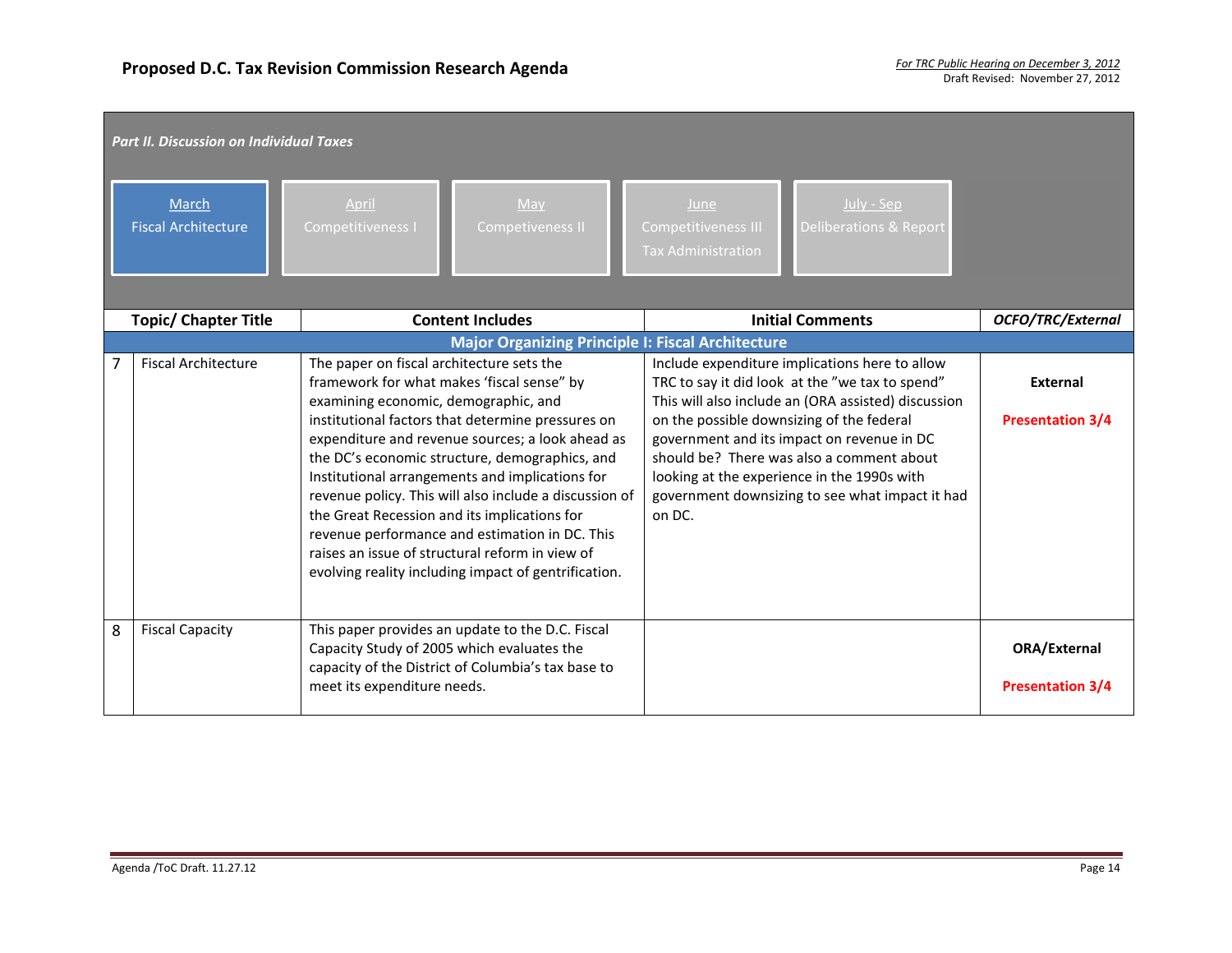# Proposed D.C. Tax Revision Commission Research Agenda

*For TRC Public Hearing on December 3, 2012*
Draft Revised: November 27, 2012

***Part II. Discussion on Individual Taxes***

| March<br>Fiscal Architecture | April<br>Competitiveness I | May<br>Competeveness II | June<br>Competitiveness III<br>Tax Administration | July - Sep<br>Deliberations & Report |
|---|---|---|---|---|

| | Topic/ Chapter Title | Content Includes | Initial Comments | *OCFO/TRC/External* |
|---|---|---|---|---|
| | | **Major Organizing Principle I: Fiscal Architecture** | | |
| 7 | Fiscal Architecture | The paper on fiscal architecture sets the framework for what makes 'fiscal sense" by examining economic, demographic, and institutional factors that determine pressures on expenditure and revenue sources; a look ahead as the DC's economic structure, demographics, and Institutional arrangements and implications for revenue policy. This will also include a discussion of the Great Recession and its implications for revenue performance and estimation in DC. This raises an issue of structural reform in view of evolving reality including impact of gentrification. | Include expenditure implications here to allow TRC to say it did look at the "we tax to spend" This will also include an (ORA assisted) discussion on the possible downsizing of the federal government and its impact on revenue in DC should be? There was also a comment about looking at the experience in the 1990s with government downsizing to see what impact it had on DC. | **External**<br><br>**Presentation 3/4** |
| 8 | Fiscal Capacity | This paper provides an update to the D.C. Fiscal Capacity Study of 2005 which evaluates the capacity of the District of Columbia's tax base to meet its expenditure needs. | | **ORA/External**<br><br>**Presentation 3/4** |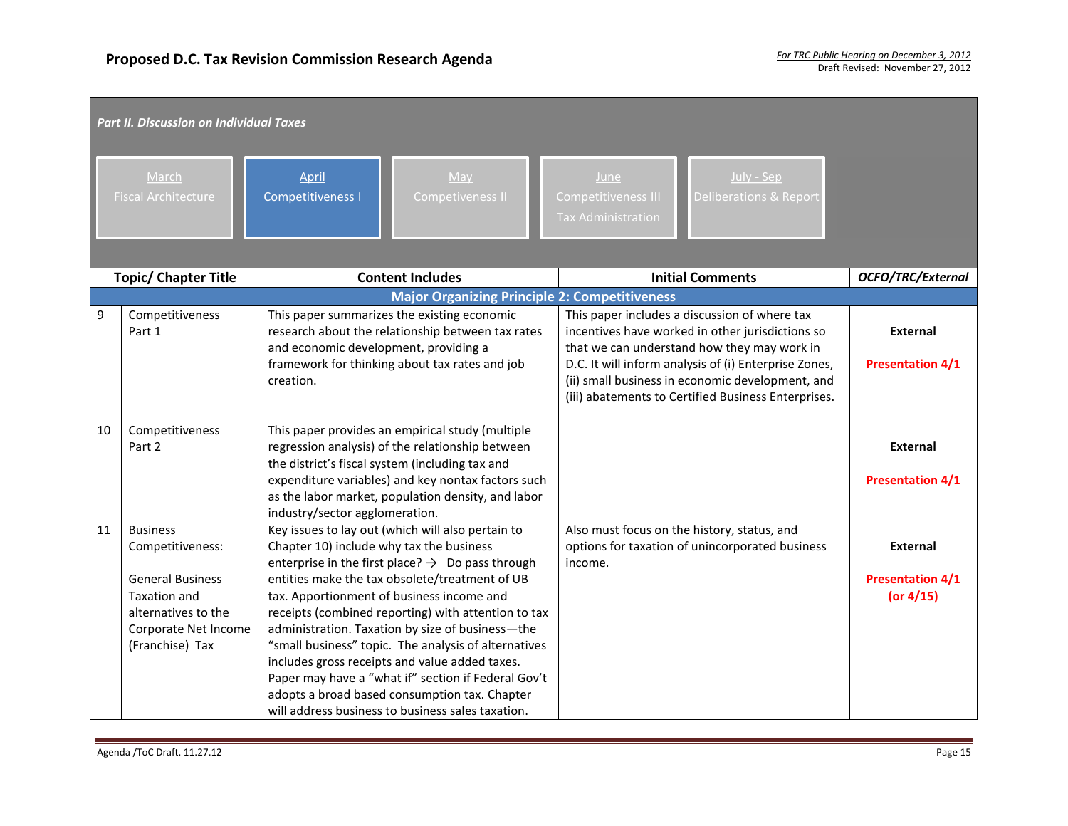**Proposed D.C. Tax Revision Commission Research Agenda**

*For TRC Public Hearing on December 3, 2012*
Draft Revised: November 27, 2012

*Part II. Discussion on Individual Taxes*

| March | April | May | June | July - Sep |
|---|---|---|---|---|
| Fiscal Architecture | Competitiveness I | Competiveness II | Competitiveness III<br>Tax Administration | Deliberations & Report |

| | Topic/ Chapter Title | Content Includes | Initial Comments | *OCFO/TRC/External* |
|---|---|---|---|---|
| | | **Major Organizing Principle 2: Competitiveness** | | |
| 9 | Competitiveness Part 1 | This paper summarizes the existing economic research about the relationship between tax rates and economic development, providing a framework for thinking about tax rates and job creation. | This paper includes a discussion of where tax incentives have worked in other jurisdictions so that we can understand how they may work in D.C. It will inform analysis of (i) Enterprise Zones, (ii) small business in economic development, and (iii) abatements to Certified Business Enterprises. | **External**<br><br>**Presentation 4/1** |
| 10 | Competitiveness Part 2 | This paper provides an empirical study (multiple regression analysis) of the relationship between the district's fiscal system (including tax and expenditure variables) and key nontax factors such as the labor market, population density, and labor industry/sector agglomeration. | | **External**<br><br>**Presentation 4/1** |
| 11 | Business Competitiveness:<br><br>General Business Taxation and alternatives to the Corporate Net Income (Franchise) Tax | Key issues to lay out (which will also pertain to Chapter 10) include why tax the business enterprise in the first place? → Do pass through entities make the tax obsolete/treatment of UB tax. Apportionment of business income and receipts (combined reporting) with attention to tax administration. Taxation by size of business—the "small business" topic. The analysis of alternatives includes gross receipts and value added taxes. Paper may have a "what if" section if Federal Gov't adopts a broad based consumption tax. Chapter will address business to business sales taxation. | Also must focus on the history, status, and options for taxation of unincorporated business income. | **External**<br><br>**Presentation 4/1 (or 4/15)** |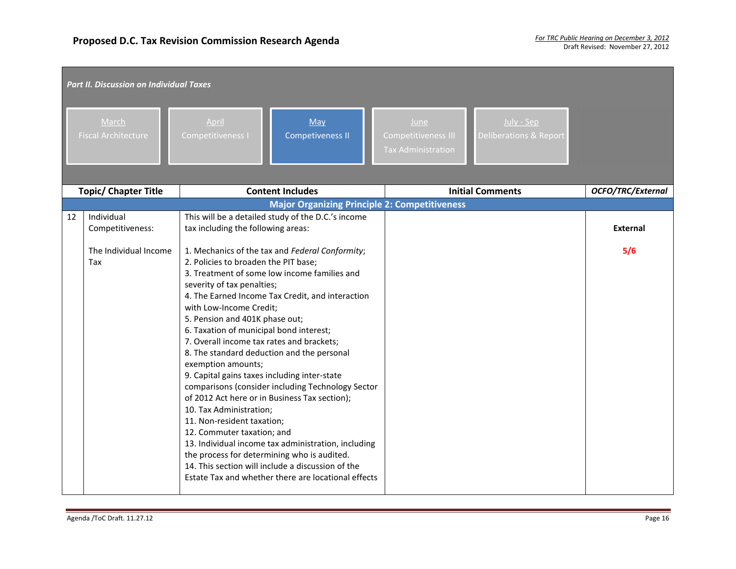# Proposed D.C. Tax Revision Commission Research Agenda

*For TRC Public Hearing on December 3, 2012*
Draft Revised: November 27, 2012

*Part II. Discussion on Individual Taxes*

| March | April | May | June | July - Sep |
|---|---|---|---|---|
| Fiscal Architecture | Competitiveness I | Competeveness II | Competitiveness III<br>Tax Administration | Deliberations & Report |

| | Topic/ Chapter Title | Content Includes | Initial Comments | *OCFO/TRC/External* |
|---|---|---|---|---|
| | | **Major Organizing Principle 2: Competitiveness** | | |
| 12 | Individual Competitiveness:<br><br>The Individual Income Tax | This will be a detailed study of the D.C.'s income tax including the following areas:<br><br>1. Mechanics of the tax and *Federal Conformity*;<br>2. Policies to broaden the PIT base;<br>3. Treatment of some low income families and severity of tax penalties;<br>4. The Earned Income Tax Credit, and interaction with Low-Income Credit;<br>5. Pension and 401K phase out;<br>6. Taxation of municipal bond interest;<br>7. Overall income tax rates and brackets;<br>8. The standard deduction and the personal exemption amounts;<br>9. Capital gains taxes including inter-state comparisons (consider including Technology Sector of 2012 Act here or in Business Tax section);<br>10. Tax Administration;<br>11. Non-resident taxation;<br>12. Commuter taxation; and<br>13. Individual income tax administration, including the process for determining who is audited.<br>14. This section will include a discussion of the Estate Tax and whether there are locational effects | | **External**<br><br>**5/6** |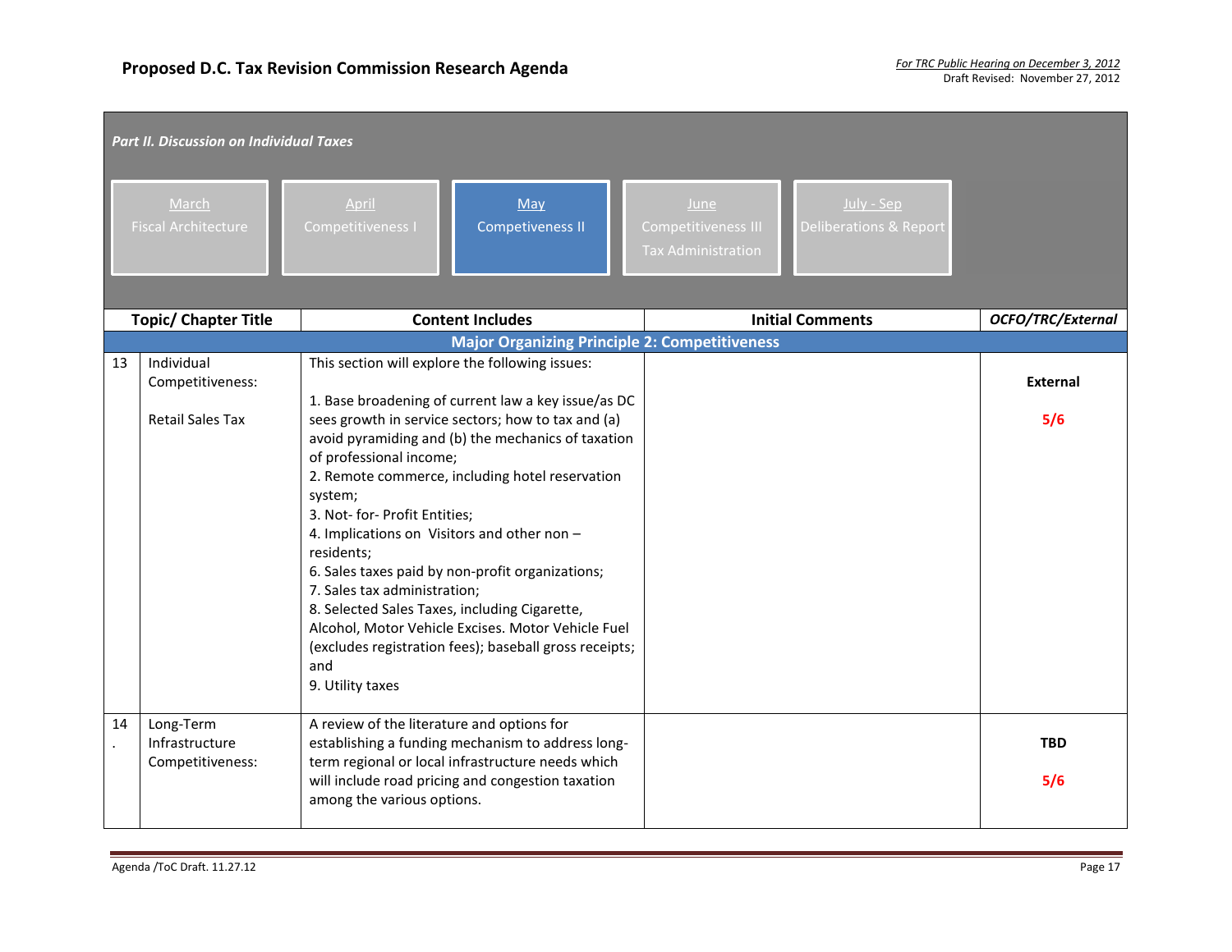**Proposed D.C. Tax Revision Commission Research Agenda**

*For TRC Public Hearing on December 3, 2012*
Draft Revised: November 27, 2012

***Part II. Discussion on Individual Taxes***

| March | April | May | June | July - Sep |
|---|---|---|---|---|
| Fiscal Architecture | Competitiveness I | Competiveness II | Competitiveness III<br>Tax Administration | Deliberations & Report |

| | Topic/ Chapter Title | Content Includes | Initial Comments | *OCFO/TRC/External* |
|---|---|---|---|---|
| | | **Major Organizing Principle 2: Competitiveness** | | |
| 13 | Individual Competitiveness:<br><br>Retail Sales Tax | This section will explore the following issues:<br><br>1. Base broadening of current law a key issue/as DC sees growth in service sectors; how to tax and (a) avoid pyramiding and (b) the mechanics of taxation of professional income;<br>2. Remote commerce, including hotel reservation system;<br>3. Not- for- Profit Entities;<br>4. Implications on Visitors and other non – residents;<br>6. Sales taxes paid by non-profit organizations;<br>7. Sales tax administration;<br>8. Selected Sales Taxes, including Cigarette, Alcohol, Motor Vehicle Excises. Motor Vehicle Fuel (excludes registration fees); baseball gross receipts; and<br>9. Utility taxes | | **External**<br><br>**5/6** |
| 14. | Long-Term Infrastructure Competitiveness: | A review of the literature and options for establishing a funding mechanism to address long-term regional or local infrastructure needs which will include road pricing and congestion taxation among the various options. | | **TBD**<br><br>**5/6** |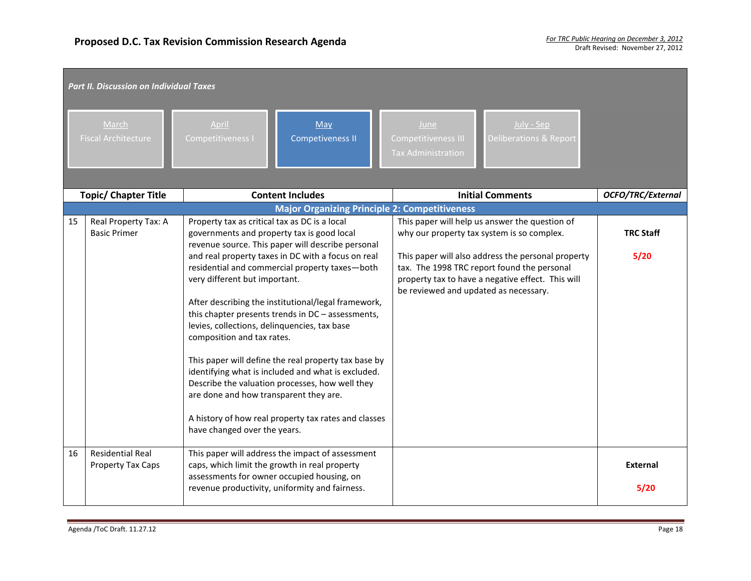# Proposed D.C. Tax Revision Commission Research Agenda

*For TRC Public Hearing on December 3, 2012*
Draft Revised: November 27, 2012

*Part II. Discussion on Individual Taxes*

| March | April | May | June | July - Sep |
|---|---|---|---|---|
| Fiscal Architecture | Competitiveness I | Competiveness II | Competitiveness III Tax Administration | Deliberations & Report |

| | Topic/ Chapter Title | Content Includes | Initial Comments | *OCFO/TRC/External* |
|---|---|---|---|---|
| | | **Major Organizing Principle 2: Competitiveness** | | |
| 15 | Real Property Tax: A Basic Primer | Property tax as critical tax as DC is a local governments and property tax is good local revenue source. This paper will describe personal and real property taxes in DC with a focus on real residential and commercial property taxes—both very different but important.<br><br>After describing the institutional/legal framework, this chapter presents trends in DC – assessments, levies, collections, delinquencies, tax base composition and tax rates.<br><br>This paper will define the real property tax base by identifying what is included and what is excluded. Describe the valuation processes, how well they are done and how transparent they are.<br><br>A history of how real property tax rates and classes have changed over the years. | This paper will help us answer the question of why our property tax system is so complex.<br><br>This paper will also address the personal property tax. The 1998 TRC report found the personal property tax to have a negative effect. This will be reviewed and updated as necessary. | **TRC Staff**<br><br>**5/20** |
| 16 | Residential Real Property Tax Caps | This paper will address the impact of assessment caps, which limit the growth in real property assessments for owner occupied housing, on revenue productivity, uniformity and fairness. | | **External**<br><br>**5/20** |

Agenda /ToC Draft. 11.27.12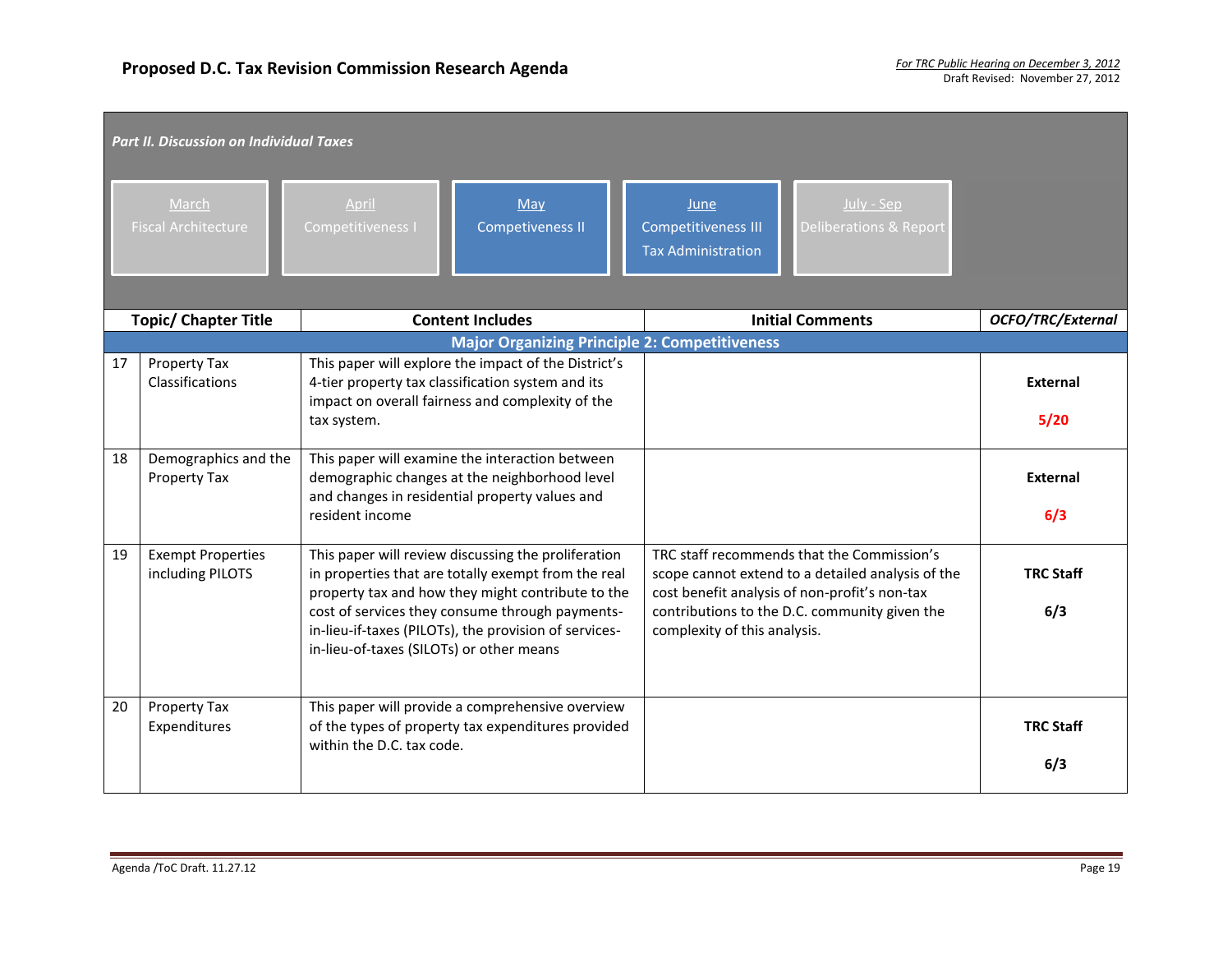# Proposed D.C. Tax Revision Commission Research Agenda

*For TRC Public Hearing on December 3, 2012*
Draft Revised: November 27, 2012

***Part II. Discussion on Individual Taxes***

| March | April | May | June | July - Sep |
|---|---|---|---|---|
| Fiscal Architecture | Competitiveness I | Competiveness II | Competitiveness III<br>Tax Administration | Deliberations & Report |

| | Topic/ Chapter Title | Content Includes | Initial Comments | *OCFO/TRC/External* |
|---|---|---|---|---|
| | **Major Organizing Principle 2: Competitiveness** | | | |
| 17 | Property Tax Classifications | This paper will explore the impact of the District's 4-tier property tax classification system and its impact on overall fairness and complexity of the tax system. | | **External**<br>**5/20** |
| 18 | Demographics and the Property Tax | This paper will examine the interaction between demographic changes at the neighborhood level and changes in residential property values and resident income | | **External**<br>**6/3** |
| 19 | Exempt Properties including PILOTS | This paper will review discussing the proliferation in properties that are totally exempt from the real property tax and how they might contribute to the cost of services they consume through payments-in-lieu-if-taxes (PILOTs), the provision of services-in-lieu-of-taxes (SILOTs) or other means | TRC staff recommends that the Commission's scope cannot extend to a detailed analysis of the cost benefit analysis of non-profit's non-tax contributions to the D.C. community given the complexity of this analysis. | **TRC Staff**<br>**6/3** |
| 20 | Property Tax Expenditures | This paper will provide a comprehensive overview of the types of property tax expenditures provided within the D.C. tax code. | | **TRC Staff**<br>**6/3** |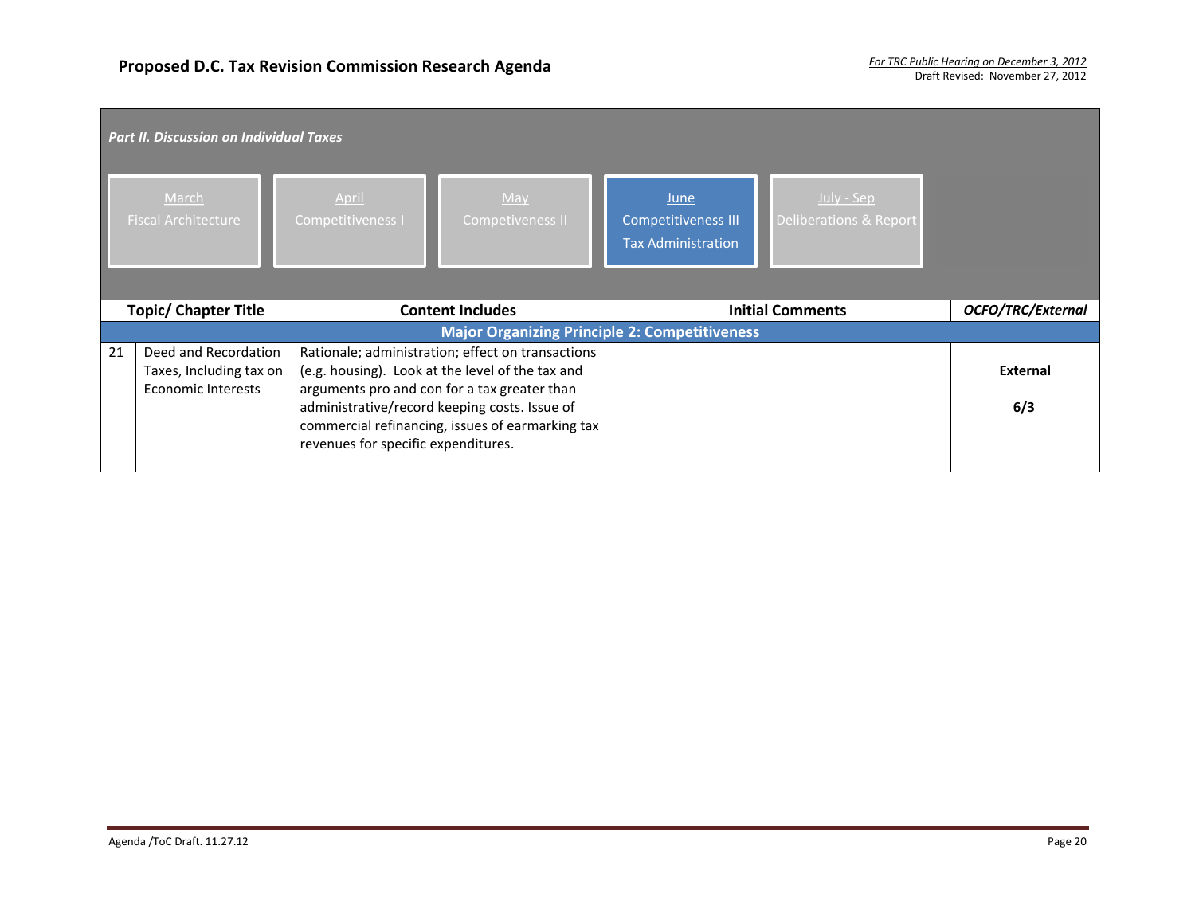# Proposed D.C. Tax Revision Commission Research Agenda

*For TRC Public Hearing on December 3, 2012*
Draft Revised: November 27, 2012

***Part II. Discussion on Individual Taxes***

| March | April | May | June | July - Sep |
|---|---|---|---|---|
| Fiscal Architecture | Competitiveness I | Competiveness II | Competitiveness III<br>Tax Administration | Deliberations & Report |

| | Topic/ Chapter Title | Content Includes | Initial Comments | *OCFO/TRC/External* |
|---|---|---|---|---|
| | | **Major Organizing Principle 2: Competitiveness** | | |
| 21 | Deed and Recordation Taxes, Including tax on Economic Interests | Rationale; administration; effect on transactions (e.g. housing). Look at the level of the tax and arguments pro and con for a tax greater than administrative/record keeping costs. Issue of commercial refinancing, issues of earmarking tax revenues for specific expenditures. | | **External**<br><br>**6/3** |

Agenda /ToC Draft. 11.27.12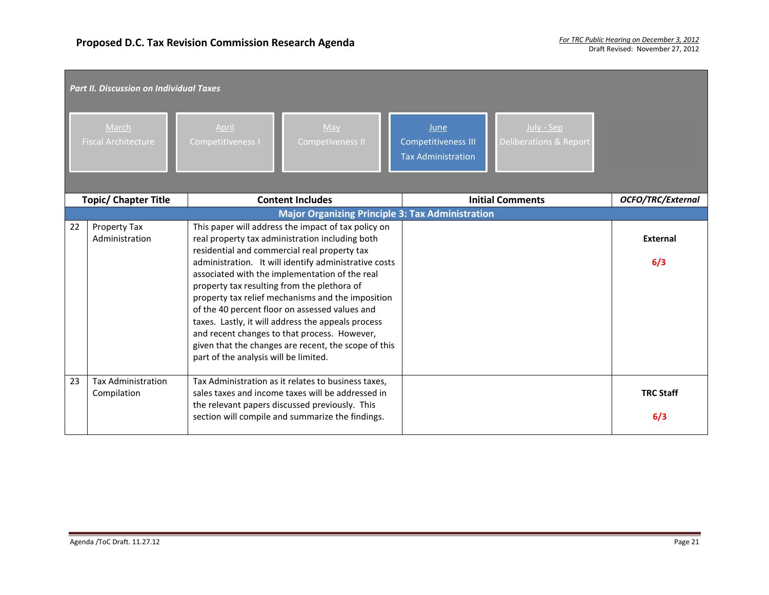*Part II. Discussion on Individual Taxes*

| March | April | May | June | July - Sep |
|---|---|---|---|---|
| Fiscal Architecture | Competitiveness I | Competiveness II | Competitiveness III<br>Tax Administration | Deliberations & Report |

| | Topic/ Chapter Title | Content Includes | Initial Comments | *OCFO/TRC/External* |
|---|---|---|---|---|
| | | **Major Organizing Principle 3: Tax Administration** | | |
| 22 | Property Tax Administration | This paper will address the impact of tax policy on real property tax administration including both residential and commercial real property tax administration. It will identify administrative costs associated with the implementation of the real property tax resulting from the plethora of property tax relief mechanisms and the imposition of the 40 percent floor on assessed values and taxes. Lastly, it will address the appeals process and recent changes to that process. However, given that the changes are recent, the scope of this part of the analysis will be limited. | | **External**<br><br>**6/3** |
| 23 | Tax Administration Compilation | Tax Administration as it relates to business taxes, sales taxes and income taxes will be addressed in the relevant papers discussed previously. This section will compile and summarize the findings. | | **TRC Staff**<br><br>**6/3** |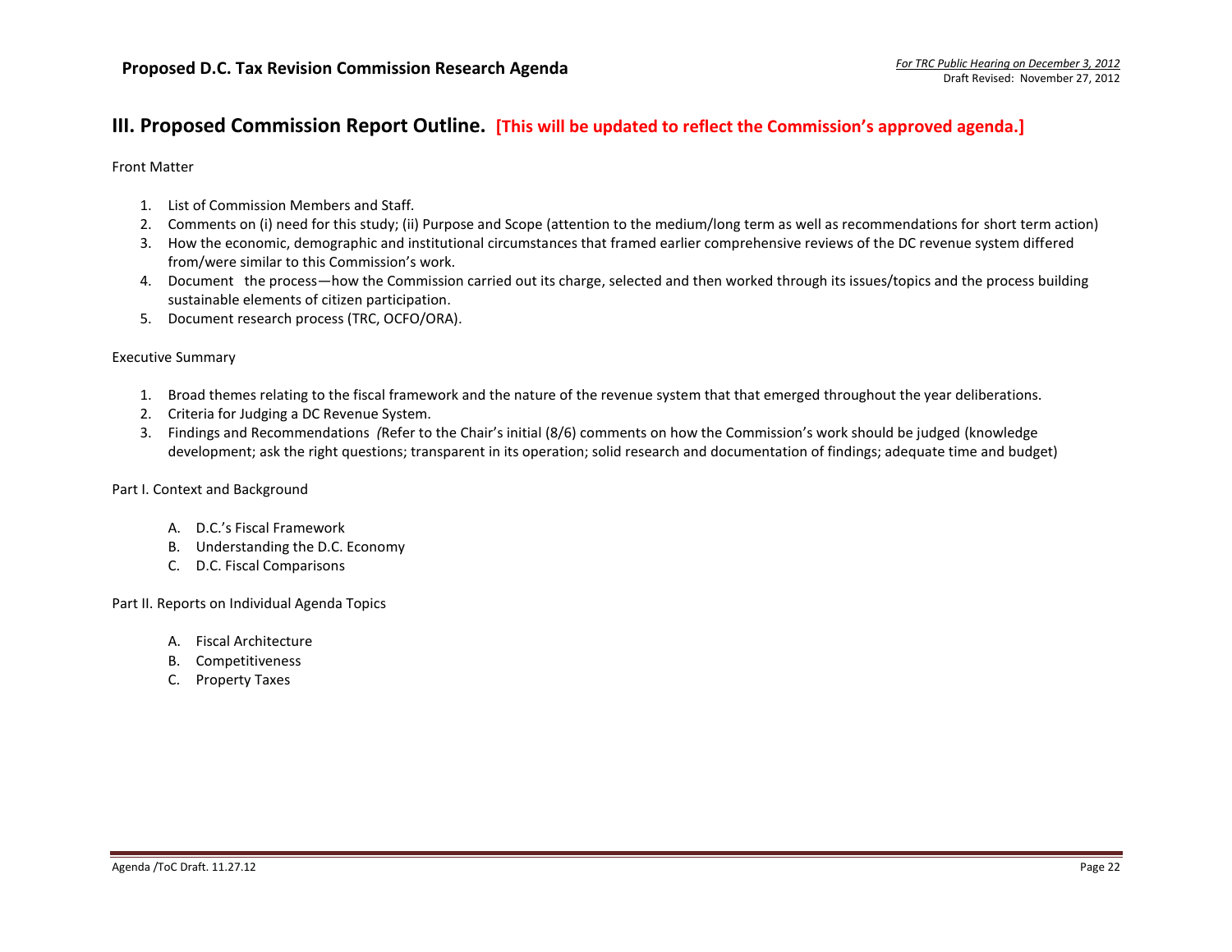## III. Proposed Commission Report Outline. **[This will be updated to reflect the Commission's approved agenda.]**

Front Matter

1. List of Commission Members and Staff.
2. Comments on (i) need for this study; (ii) Purpose and Scope (attention to the medium/long term as well as recommendations for short term action)
3. How the economic, demographic and institutional circumstances that framed earlier comprehensive reviews of the DC revenue system differed from/were similar to this Commission's work.
4. Document the process—how the Commission carried out its charge, selected and then worked through its issues/topics and the process building sustainable elements of citizen participation.
5. Document research process (TRC, OCFO/ORA).

Executive Summary

1. Broad themes relating to the fiscal framework and the nature of the revenue system that that emerged throughout the year deliberations.
2. Criteria for Judging a DC Revenue System.
3. Findings and Recommendations *(*Refer to the Chair's initial (8/6) comments on how the Commission's work should be judged (knowledge development; ask the right questions; transparent in its operation; solid research and documentation of findings; adequate time and budget)

Part I. Context and Background

A. D.C.'s Fiscal Framework
B. Understanding the D.C. Economy
C. D.C. Fiscal Comparisons

Part II. Reports on Individual Agenda Topics

A. Fiscal Architecture
B. Competitiveness
C. Property Taxes